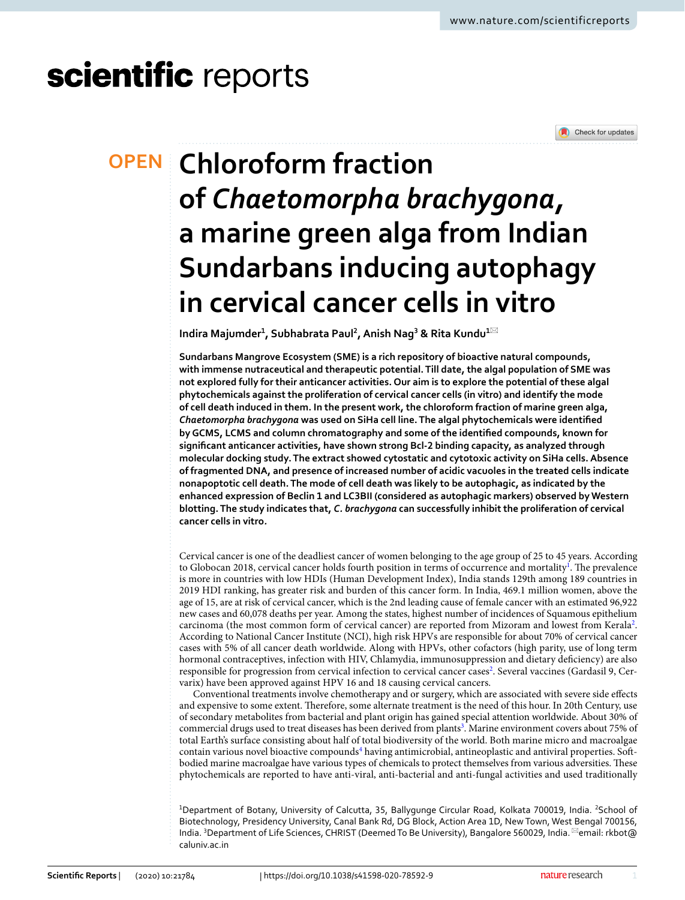# Chloroform fraction of *Chaetomorpha brachygona*, a marine green alga from Indian Sundarbans inducing autophagy in cervical cancer cells in vitro

Indira Majumder[1], Subhabrata Paul[2], Anish Nag[3] & Rita Kundu[1]✉

**Sundarbans Mangrove Ecosystem (SME) is a rich repository of bioactive natural compounds, with immense nutraceutical and therapeutic potential. Till date, the algal population of SME was not explored fully for their anticancer activities. Our aim is to explore the potential of these algal phytochemicals against the proliferation of cervical cancer cells (in vitro) and identify the mode of cell death induced in them. In the present work, the chloroform fraction of marine green alga, *Chaetomorpha brachygona* was used on SiHa cell line. The algal phytochemicals were identified by GCMS, LCMS and column chromatography and some of the identified compounds, known for significant anticancer activities, have shown strong Bcl-2 binding capacity, as analyzed through molecular docking study. The extract showed cytostatic and cytotoxic activity on SiHa cells. Absence of fragmented DNA, and presence of increased number of acidic vacuoles in the treated cells indicate nonapoptotic cell death. The mode of cell death was likely to be autophagic, as indicated by the enhanced expression of Beclin 1 and LC3BII (considered as autophagic markers) observed by Western blotting. The study indicates that, *C. brachygona* can successfully inhibit the proliferation of cervical cancer cells in vitro.**

Cervical cancer is one of the deadliest cancer of women belonging to the age group of 25 to 45 years. According to Globocan 2018, cervical cancer holds fourth position in terms of occurrence and mortality[1]. The prevalence is more in countries with low HDIs (Human Development Index), India stands 129th among 189 countries in 2019 HDI ranking, has greater risk and burden of this cancer form. In India, 469.1 million women, above the age of 15, are at risk of cervical cancer, which is the 2nd leading cause of female cancer with an estimated 96,922 new cases and 60,078 deaths per year. Among the states, highest number of incidences of Squamous epithelium carcinoma (the most common form of cervical cancer) are reported from Mizoram and lowest from Kerala[2]. According to National Cancer Institute (NCI), high risk HPVs are responsible for about 70% of cervical cancer cases with 5% of all cancer death worldwide. Along with HPVs, other cofactors (high parity, use of long term hormonal contraceptives, infection with HIV, Chlamydia, immunosuppression and dietary deficiency) are also responsible for progression from cervical infection to cervical cancer cases[2]. Several vaccines (Gardasil 9, Cervarix) have been approved against HPV 16 and 18 causing cervical cancers.

Conventional treatments involve chemotherapy and or surgery, which are associated with severe side effects and expensive to some extent. Therefore, some alternate treatment is the need of this hour. In 20th Century, use of secondary metabolites from bacterial and plant origin has gained special attention worldwide. About 30% of commercial drugs used to treat diseases has been derived from plants[3]. Marine environment covers about 75% of total Earth's surface consisting about half of total biodiversity of the world. Both marine micro and macroalgae contain various novel bioactive compounds[4] having antimicrobial, antineoplastic and antiviral properties. Soft-bodied marine macroalgae have various types of chemicals to protect themselves from various adversities. These phytochemicals are reported to have anti-viral, anti-bacterial and anti-fungal activities and used traditionally

[1]Department of Botany, University of Calcutta, 35, Ballygunge Circular Road, Kolkata 700019, India. [2]School of Biotechnology, Presidency University, Canal Bank Rd, DG Block, Action Area 1D, New Town, West Bengal 700156, India. [3]Department of Life Sciences, CHRIST (Deemed To Be University), Bangalore 560029, India. ✉email: rkbot@caluniv.ac.in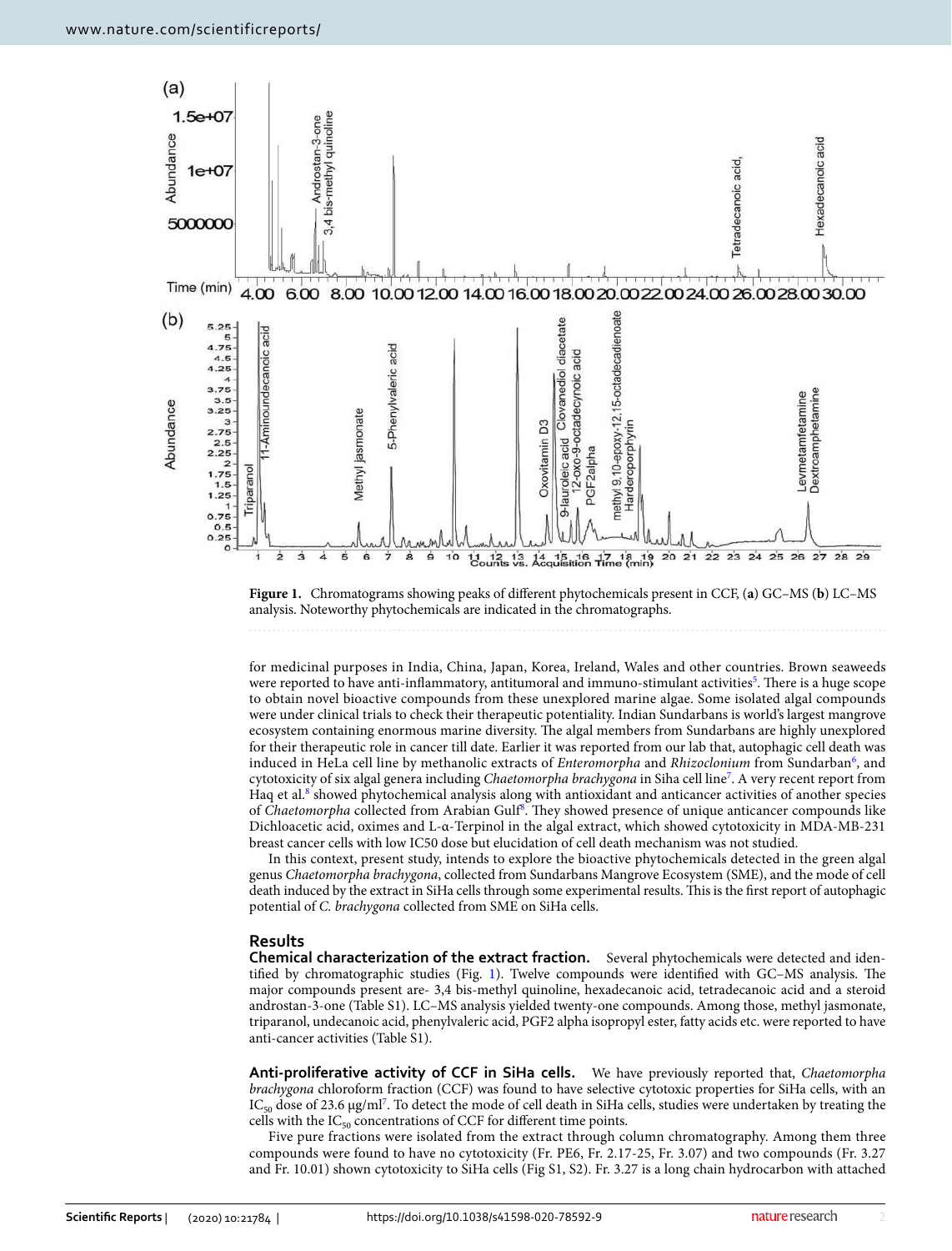**Figure 1.** Chromatograms showing peaks of different phytochemicals present in CCF, (**a**) GC–MS (**b**) LC–MS analysis. Noteworthy phytochemicals are indicated in the chromatographs.

for medicinal purposes in India, China, Japan, Korea, Ireland, Wales and other countries. Brown seaweeds were reported to have anti-inflammatory, antitumoral and immuno-stimulant activities[5]. There is a huge scope to obtain novel bioactive compounds from these unexplored marine algae. Some isolated algal compounds were under clinical trials to check their therapeutic potentiality. Indian Sundarbans is world's largest mangrove ecosystem containing enormous marine diversity. The algal members from Sundarbans are highly unexplored for their therapeutic role in cancer till date. Earlier it was reported from our lab that, autophagic cell death was induced in HeLa cell line by methanolic extracts of *Enteromorpha* and *Rhizoclonium* from Sundarban[6], and cytotoxicity of six algal genera including *Chaetomorpha brachygona* in Siha cell line[7]. A very recent report from Haq et al.[8] showed phytochemical analysis along with antioxidant and anticancer activities of another species of *Chaetomorpha* collected from Arabian Gulf[8]. They showed presence of unique anticancer compounds like Dichloacetic acid, oximes and L-α-Terpinol in the algal extract, which showed cytotoxicity in MDA-MB-231 breast cancer cells with low IC50 dose but elucidation of cell death mechanism was not studied.

In this context, present study, intends to explore the bioactive phytochemicals detected in the green algal genus *Chaetomorpha brachygona*, collected from Sundarbans Mangrove Ecosystem (SME), and the mode of cell death induced by the extract in SiHa cells through some experimental results. This is the first report of autophagic potential of *C. brachygona* collected from SME on SiHa cells.

## Results

**Chemical characterization of the extract fraction.** Several phytochemicals were detected and identified by chromatographic studies (Fig. 1). Twelve compounds were identified with GC–MS analysis. The major compounds present are- 3,4 bis-methyl quinoline, hexadecanoic acid, tetradecanoic acid and a steroid androstan-3-one (Table S1). LC–MS analysis yielded twenty-one compounds. Among those, methyl jasmonate, triparanol, undecanoic acid, phenylvaleric acid, PGF2 alpha isopropyl ester, fatty acids etc. were reported to have anti-cancer activities (Table S1).

**Anti-proliferative activity of CCF in SiHa cells.** We have previously reported that, *Chaetomorpha brachygona* chloroform fraction (CCF) was found to have selective cytotoxic properties for SiHa cells, with an $IC_{50}$ dose of 23.6 μg/ml[7]. To detect the mode of cell death in SiHa cells, studies were undertaken by treating the cells with the $IC_{50}$ concentrations of CCF for different time points.

Five pure fractions were isolated from the extract through column chromatography. Among them three compounds were found to have no cytotoxicity (Fr. PE6, Fr. 2.17-25, Fr. 3.07) and two compounds (Fr. 3.27 and Fr. 10.01) shown cytotoxicity to SiHa cells (Fig S1, S2). Fr. 3.27 is a long chain hydrocarbon with attached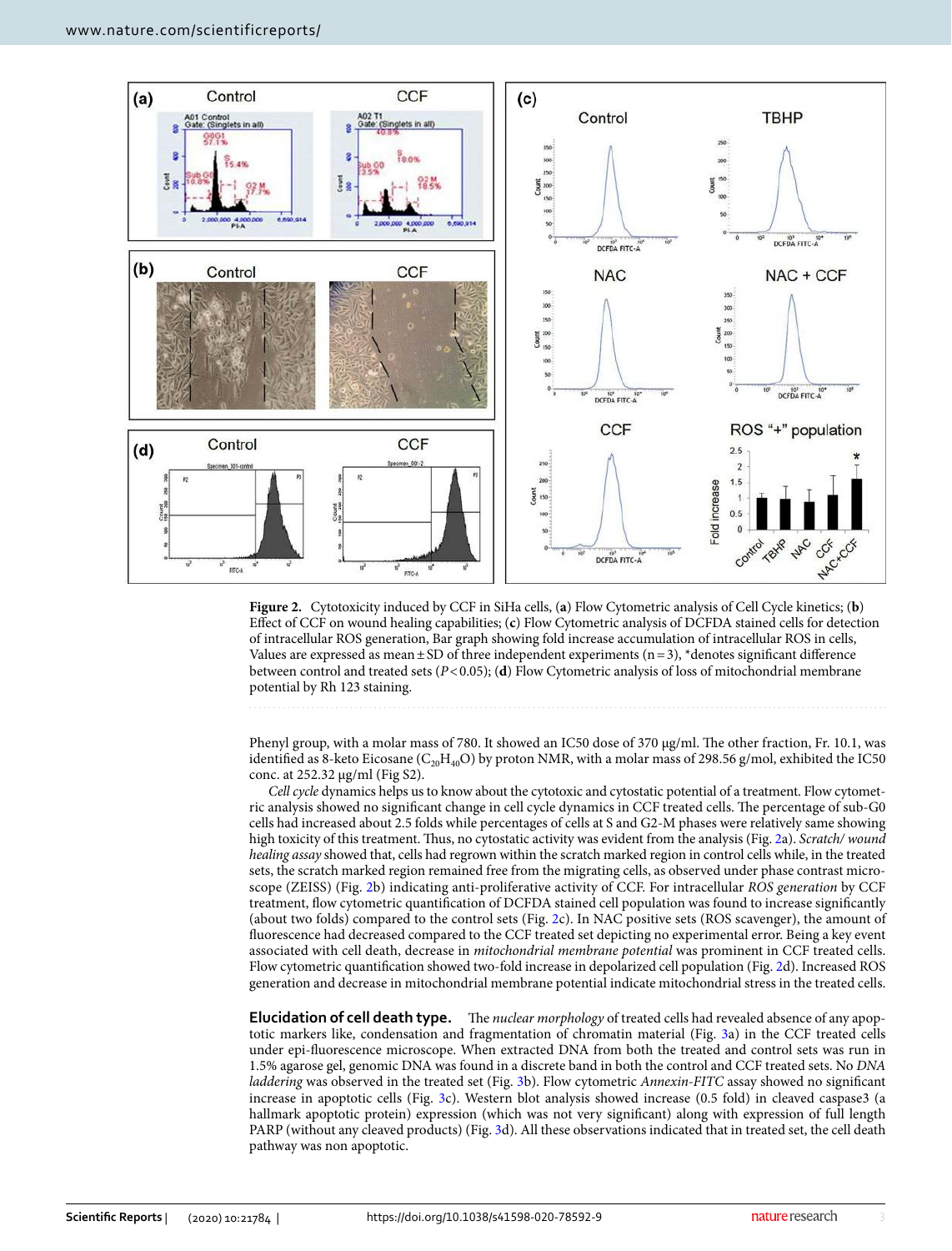**Figure 2.** Cytotoxicity induced by CCF in SiHa cells, (**a**) Flow Cytometric analysis of Cell Cycle kinetics; (**b**) Effect of CCF on wound healing capabilities; (**c**) Flow Cytometric analysis of DCFDA stained cells for detection of intracellular ROS generation, Bar graph showing fold increase accumulation of intracellular ROS in cells, Values are expressed as mean ± SD of three independent experiments (n = 3), *denotes significant difference between control and treated sets ($P<0.05$); (**d**) Flow Cytometric analysis of loss of mitochondrial membrane potential by Rh 123 staining.

Phenyl group, with a molar mass of 780. It showed an IC50 dose of 370 μg/ml. The other fraction, Fr. 10.1, was identified as 8-keto Eicosane ($C_{20}H_{40}O$) by proton NMR, with a molar mass of 298.56 g/mol, exhibited the IC50 conc. at 252.32 μg/ml (Fig S2).

*Cell cycle* dynamics helps us to know about the cytotoxic and cytostatic potential of a treatment. Flow cytometric analysis showed no significant change in cell cycle dynamics in CCF treated cells. The percentage of sub-G0 cells had increased about 2.5 folds while percentages of cells at S and G2-M phases were relatively same showing high toxicity of this treatment. Thus, no cytostatic activity was evident from the analysis (Fig. 2a). *Scratch/ wound healing assay* showed that, cells had regrown within the scratch marked region in control cells while, in the treated sets, the scratch marked region remained free from the migrating cells, as observed under phase contrast microscope (ZEISS) (Fig. 2b) indicating anti-proliferative activity of CCF. For intracellular *ROS generation* by CCF treatment, flow cytometric quantification of DCFDA stained cell population was found to increase significantly (about two folds) compared to the control sets (Fig. 2c). In NAC positive sets (ROS scavenger), the amount of fluorescence had decreased compared to the CCF treated set depicting no experimental error. Being a key event associated with cell death, decrease in *mitochondrial membrane potential* was prominent in CCF treated cells. Flow cytometric quantification showed two-fold increase in depolarized cell population (Fig. 2d). Increased ROS generation and decrease in mitochondrial membrane potential indicate mitochondrial stress in the treated cells.

**Elucidation of cell death type.** The *nuclear morphology* of treated cells had revealed absence of any apoptotic markers like, condensation and fragmentation of chromatin material (Fig. 3a) in the CCF treated cells under epi-fluorescence microscope. When extracted DNA from both the treated and control sets was run in 1.5% agarose gel, genomic DNA was found in a discrete band in both the control and CCF treated sets. No *DNA laddering* was observed in the treated set (Fig. 3b). Flow cytometric *Annexin-FITC* assay showed no significant increase in apoptotic cells (Fig. 3c). Western blot analysis showed increase (0.5 fold) in cleaved caspase3 (a hallmark apoptotic protein) expression (which was not very significant) along with expression of full length PARP (without any cleaved products) (Fig. 3d). All these observations indicated that in treated set, the cell death pathway was non apoptotic.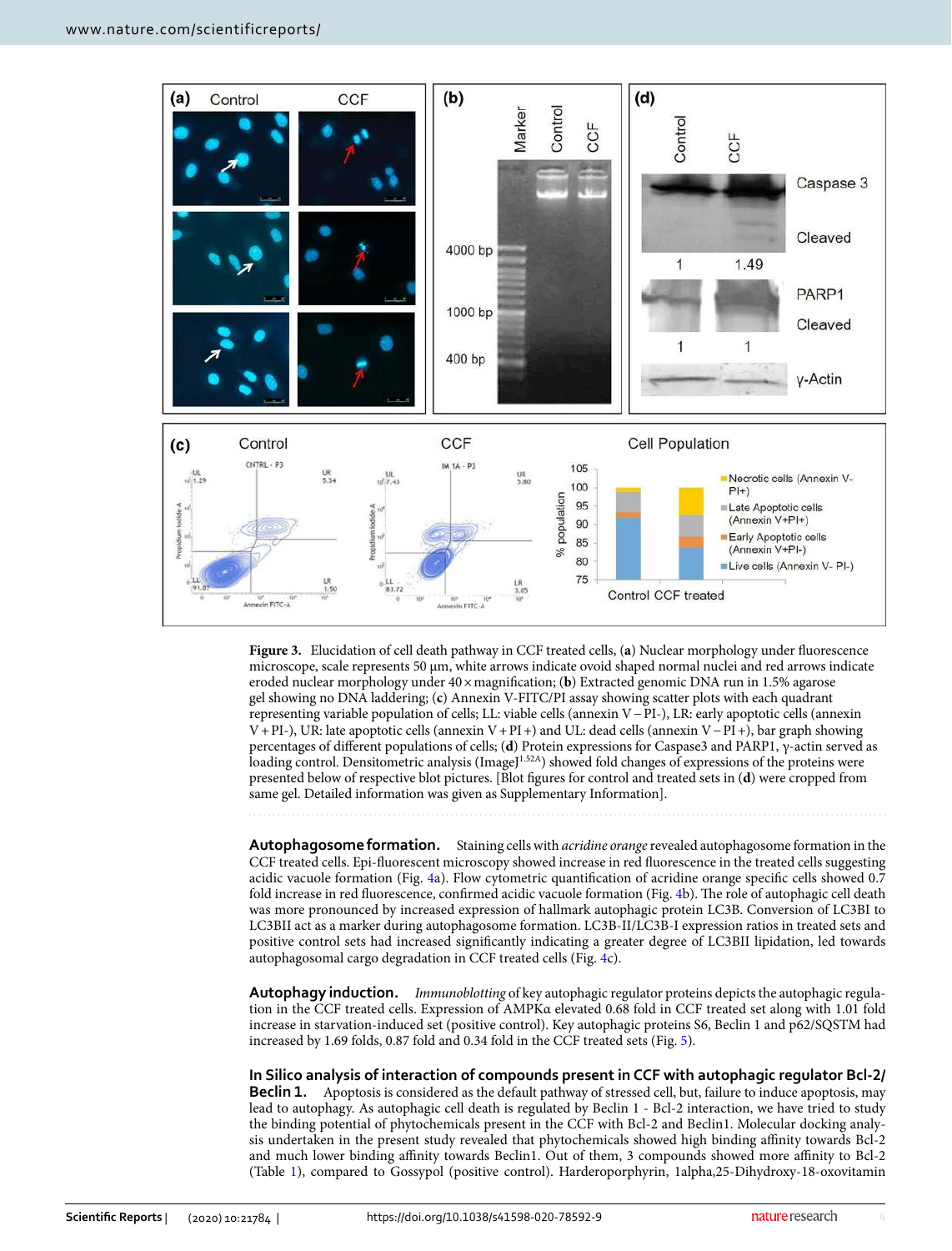**Figure 3.** Elucidation of cell death pathway in CCF treated cells, (**a**) Nuclear morphology under fluorescence microscope, scale represents 50 µm, white arrows indicate ovoid shaped normal nuclei and red arrows indicate eroded nuclear morphology under 40× magnification; (**b**) Extracted genomic DNA run in 1.5% agarose gel showing no DNA laddering; (**c**) Annexin V-FITC/PI assay showing scatter plots with each quadrant representing variable population of cells; LL: viable cells (annexin V − PI−), LR: early apoptotic cells (annexin V + PI−), UR: late apoptotic cells (annexin V + PI +) and UL: dead cells (annexin V − PI +), bar graph showing percentages of different populations of cells; (**d**) Protein expressions for Caspase3 and PARP1, γ-actin served as loading control. Densitometric analysis (ImageJ[1.52A]) showed fold changes of expressions of the proteins were presented below of respective blot pictures. [Blot figures for control and treated sets in (**d**) were cropped from same gel. Detailed information was given as Supplementary Information].

**Autophagosome formation.** Staining cells with *acridine orange* revealed autophagosome formation in the CCF treated cells. Epi-fluorescent microscopy showed increase in red fluorescence in the treated cells suggesting acidic vacuole formation (Fig. 4a). Flow cytometric quantification of acridine orange specific cells showed 0.7 fold increase in red fluorescence, confirmed acidic vacuole formation (Fig. 4b). The role of autophagic cell death was more pronounced by increased expression of hallmark autophagic protein LC3B. Conversion of LC3BI to LC3BII act as a marker during autophagosome formation. LC3B-II/LC3B-I expression ratios in treated sets and positive control sets had increased significantly indicating a greater degree of LC3BII lipidation, led towards autophagosomal cargo degradation in CCF treated cells (Fig. 4c).

**Autophagy induction.** *Immunoblotting* of key autophagic regulator proteins depicts the autophagic regulation in the CCF treated cells. Expression of AMPKα elevated 0.68 fold in CCF treated set along with 1.01 fold increase in starvation-induced set (positive control). Key autophagic proteins S6, Beclin 1 and p62/SQSTM had increased by 1.69 folds, 0.87 fold and 0.34 fold in the CCF treated sets (Fig. 5).

**In Silico analysis of interaction of compounds present in CCF with autophagic regulator Bcl-2/Beclin 1.** Apoptosis is considered as the default pathway of stressed cell, but, failure to induce apoptosis, may lead to autophagy. As autophagic cell death is regulated by Beclin 1 - Bcl-2 interaction, we have tried to study the binding potential of phytochemicals present in the CCF with Bcl-2 and Beclin1. Molecular docking analysis undertaken in the present study revealed that phytochemicals showed high binding affinity towards Bcl-2 and much lower binding affinity towards Beclin1. Out of them, 3 compounds showed more affinity to Bcl-2 (Table 1), compared to Gossypol (positive control). Harderoporphyrin, 1alpha,25-Dihydroxy-18-oxovitamin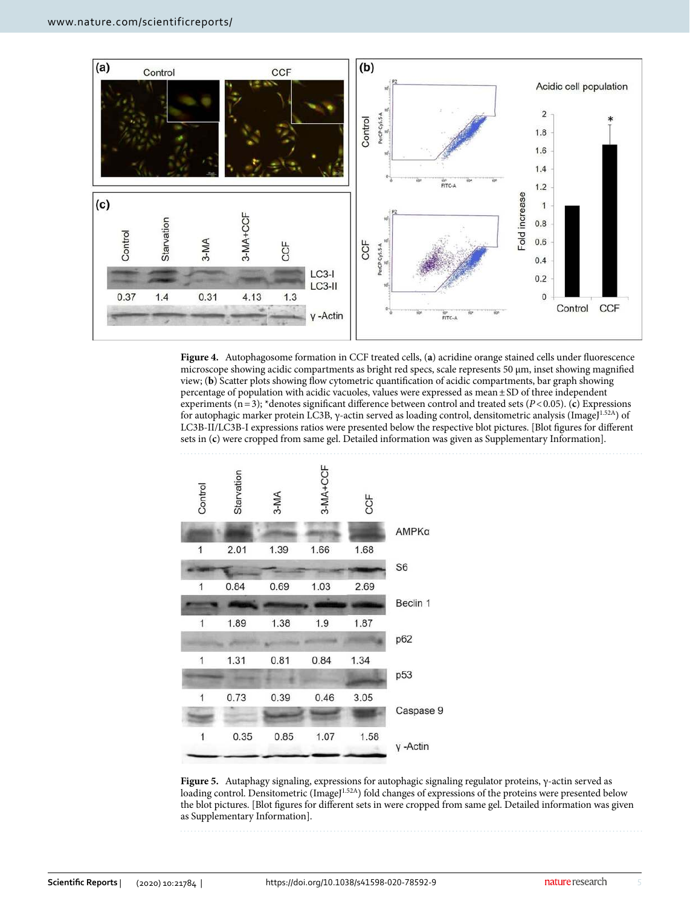**Figure 4.** Autophagosome formation in CCF treated cells, (**a**) acridine orange stained cells under fluorescence microscope showing acidic compartments as bright red specs, scale represents 50 µm, inset showing magnified view; (**b**) Scatter plots showing flow cytometric quantification of acidic compartments, bar graph showing percentage of population with acidic vacuoles, values were expressed as mean ± SD of three independent experiments (n = 3); *denotes significant difference between control and treated sets ($P < 0.05$). (**c**) Expressions for autophagic marker protein LC3B, γ-actin served as loading control, densitometric analysis (ImageJ[1.52A]) of LC3B-II/LC3B-I expressions ratios were presented below the respective blot pictures. [Blot figures for different sets in (**c**) were cropped from same gel. Detailed information was given as Supplementary Information].

**Figure 5.** Autaphagy signaling, expressions for autophagic signaling regulator proteins, γ-actin served as loading control. Densitometric (ImageJ[1.52A]) fold changes of expressions of the proteins were presented below the blot pictures. [Blot figures for different sets in were cropped from same gel. Detailed information was given as Supplementary Information].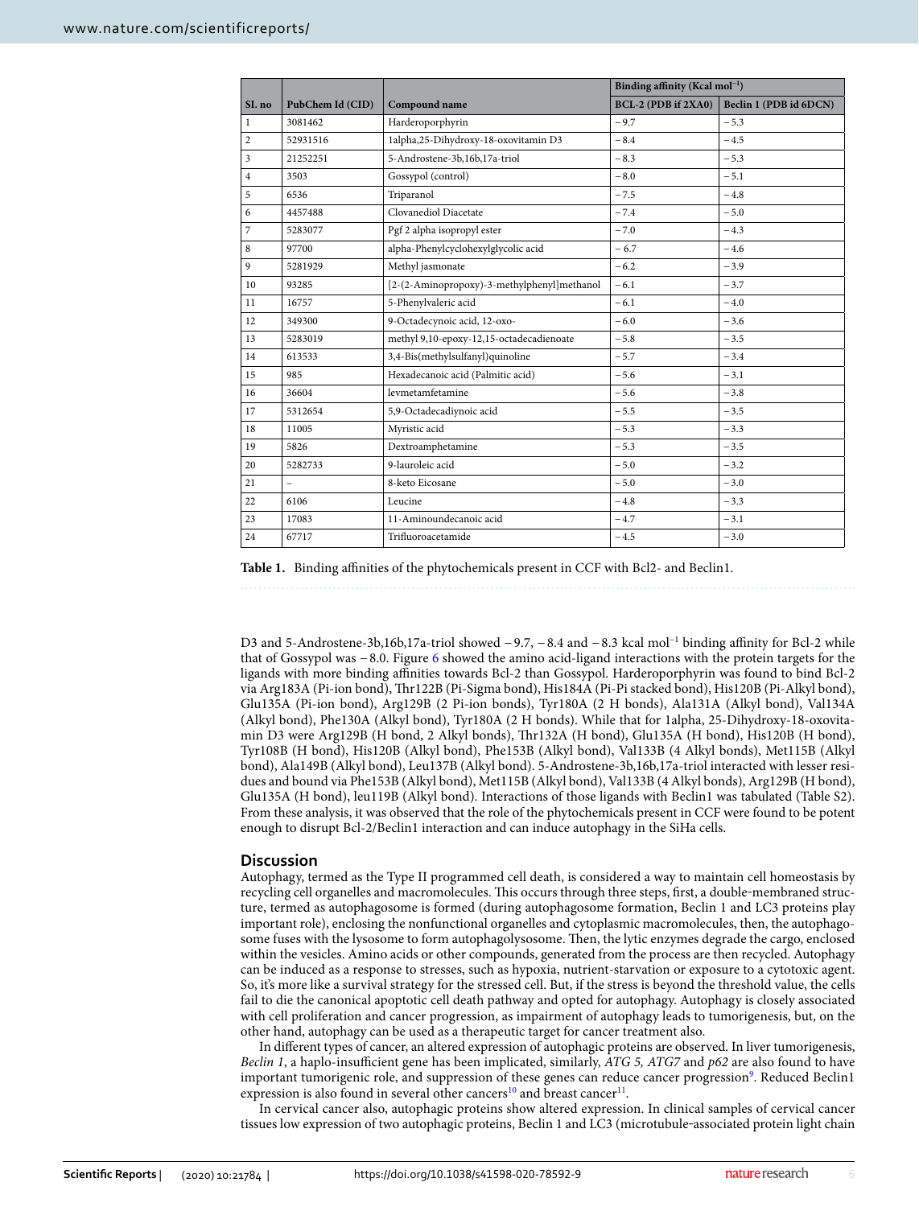| Sl. no | PubChem Id (CID) | Compound name | Binding affinity (Kcal mol$^{-1}$) | |
|---|---|---|---|---|
| | | | BCL-2 (PDB if 2XA0) | Beclin 1 (PDB id 6DCN) |
| 1 | 3081462 | Harderoporphyrin | −9.7 | −5.3 |
| 2 | 52931516 | 1alpha,25-Dihydroxy-18-oxovitamin D3 | −8.4 | −4.5 |
| 3 | 21252251 | 5-Androstene-3b,16b,17a-triol | −8.3 | −5.3 |
| 4 | 3503 | Gossypol (control) | −8.0 | −5.1 |
| 5 | 6536 | Triparanol | −7.5 | −4.8 |
| 6 | 4457488 | Clovanediol Diacetate | −7.4 | −5.0 |
| 7 | 5283077 | Pgf 2 alpha isopropyl ester | −7.0 | −4.3 |
| 8 | 97700 | alpha-Phenylcyclohexylglycolic acid | −6.7 | −4.6 |
| 9 | 5281929 | Methyl jasmonate | −6.2 | −3.9 |
| 10 | 93285 | [2-(2-Aminopropoxy)-3-methylphenyl]methanol | −6.1 | −3.7 |
| 11 | 16757 | 5-Phenylvaleric acid | −6.1 | −4.0 |
| 12 | 349300 | 9-Octadecynoic acid, 12-oxo- | −6.0 | −3.6 |
| 13 | 5283019 | methyl 9,10-epoxy-12,15-octadecadienoate | −5.8 | −3.5 |
| 14 | 613533 | 3,4-Bis(methylsulfanyl)quinoline | −5.7 | −3.4 |
| 15 | 985 | Hexadecanoic acid (Palmitic acid) | −5.6 | −3.1 |
| 16 | 36604 | levmetamfetamine | −5.6 | −3.8 |
| 17 | 5312654 | 5,9-Octadecadiynoic acid | −5.5 | −3.5 |
| 18 | 11005 | Myristic acid | −5.3 | −3.3 |
| 19 | 5826 | Dextroamphetamine | −5.3 | −3.5 |
| 20 | 5282733 | 9-lauroleic acid | −5.0 | −3.2 |
| 21 | – | 8-keto Eicosane | −5.0 | −3.0 |
| 22 | 6106 | Leucine | −4.8 | −3.3 |
| 23 | 17083 | 11-Aminoundecanoic acid | −4.7 | −3.1 |
| 24 | 67717 | Trifluoroacetamide | −4.5 | −3.0 |

**Table 1.** Binding affinities of the phytochemicals present in CCF with Bcl2- and Beclin1.

D3 and 5-Androstene-3b,16b,17a-triol showed −9.7, −8.4 and −8.3 kcal mol$^{-1}$ binding affinity for Bcl-2 while that of Gossypol was −8.0. Figure 6 showed the amino acid-ligand interactions with the protein targets for the ligands with more binding affinities towards Bcl-2 than Gossypol. Harderoporphyrin was found to bind Bcl-2 via Arg183A (Pi-ion bond), Thr122B (Pi-Sigma bond), His184A (Pi-Pi stacked bond), His120B (Pi-Alkyl bond), Glu135A (Pi-ion bond), Arg129B (2 Pi-ion bonds), Tyr180A (2 H bonds), Ala131A (Alkyl bond), Val134A (Alkyl bond), Phe130A (Alkyl bond), Tyr180A (2 H bonds). While that for 1alpha, 25-Dihydroxy-18-oxovitamin D3 were Arg129B (H bond, 2 Alkyl bonds), Thr132A (H bond), Glu135A (H bond), His120B (H bond), Tyr108B (H bond), His120B (Alkyl bond), Phe153B (Alkyl bond), Val133B (4 Alkyl bonds), Met115B (Alkyl bond), Ala149B (Alkyl bond), Leu137B (Alkyl bond). 5-Androstene-3b,16b,17a-triol interacted with lesser residues and bound via Phe153B (Alkyl bond), Met115B (Alkyl bond), Val133B (4 Alkyl bonds), Arg129B (H bond), Glu135A (H bond), leu119B (Alkyl bond). Interactions of those ligands with Beclin1 was tabulated (Table S2). From these analysis, it was observed that the role of the phytochemicals present in CCF were found to be potent enough to disrupt Bcl-2/Beclin1 interaction and can induce autophagy in the SiHa cells.

## Discussion

Autophagy, termed as the Type II programmed cell death, is considered a way to maintain cell homeostasis by recycling cell organelles and macromolecules. This occurs through three steps, first, a double-membraned structure, termed as autophagosome is formed (during autophagosome formation, Beclin 1 and LC3 proteins play important role), enclosing the nonfunctional organelles and cytoplasmic macromolecules, then, the autophagosome fuses with the lysosome to form autophagolysosome. Then, the lytic enzymes degrade the cargo, enclosed within the vesicles. Amino acids or other compounds, generated from the process are then recycled. Autophagy can be induced as a response to stresses, such as hypoxia, nutrient-starvation or exposure to a cytotoxic agent. So, it's more like a survival strategy for the stressed cell. But, if the stress is beyond the threshold value, the cells fail to die the canonical apoptotic cell death pathway and opted for autophagy. Autophagy is closely associated with cell proliferation and cancer progression, as impairment of autophagy leads to tumorigenesis, but, on the other hand, autophagy can be used as a therapeutic target for cancer treatment also.

In different types of cancer, an altered expression of autophagic proteins are observed. In liver tumorigenesis, *Beclin 1*, a haplo-insufficient gene has been implicated, similarly, *ATG 5, ATG7* and *p62* are also found to have important tumorigenic role, and suppression of these genes can reduce cancer progression[9]. Reduced Beclin1 expression is also found in several other cancers[10] and breast cancer[11].

In cervical cancer also, autophagic proteins show altered expression. In clinical samples of cervical cancer tissues low expression of two autophagic proteins, Beclin 1 and LC3 (microtubule-associated protein light chain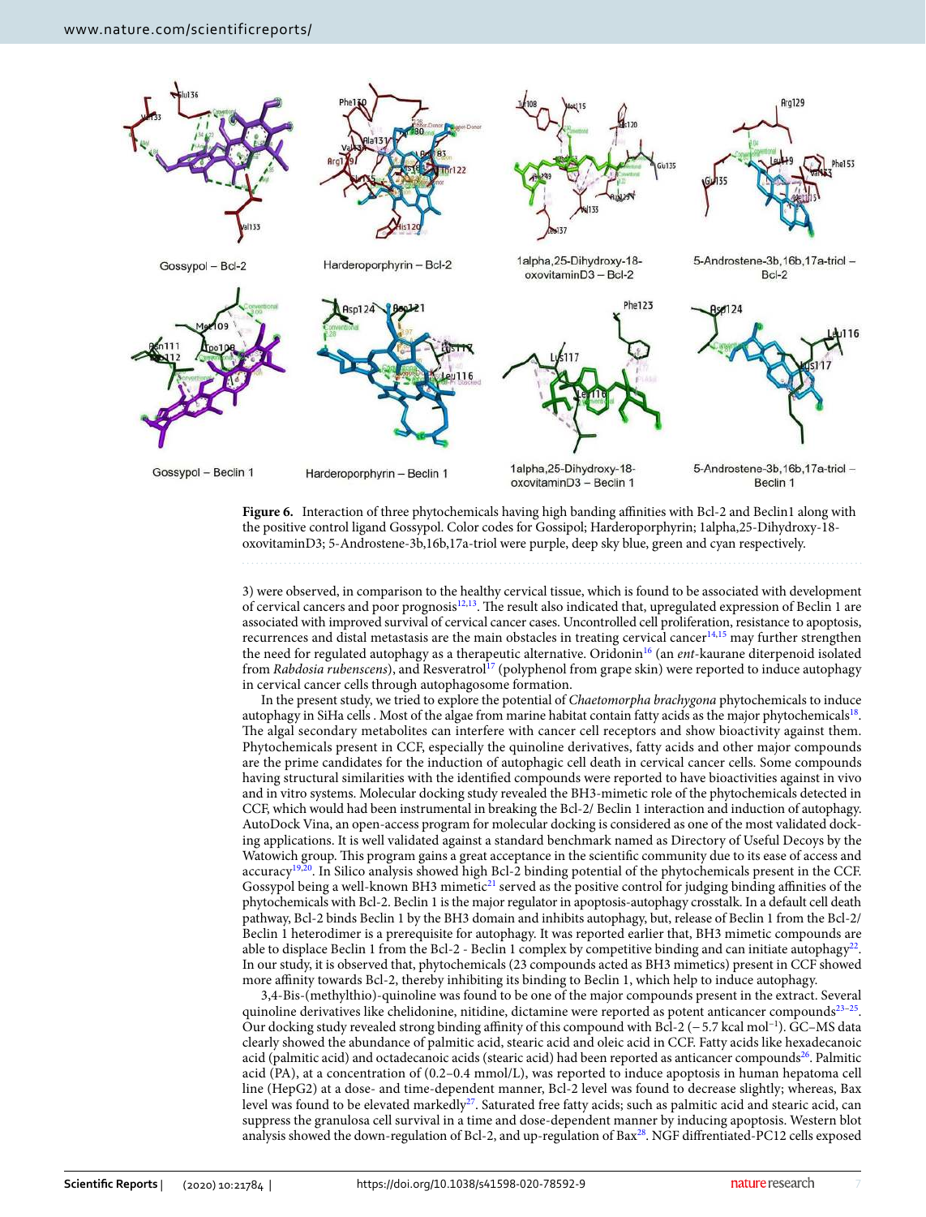Gossypol – Bcl-2

Harderoporphyrin – Bcl-2

1alpha,25-Dihydroxy-18-oxovitaminD3 – Bcl-2

5-Androstene-3b,16b,17a-triol – Bcl-2

Gossypol – Beclin 1

Harderoporphyrin – Beclin 1

1alpha,25-Dihydroxy-18-oxovitaminD3 – Beclin 1

5-Androstene-3b,16b,17a-triol – Beclin 1

**Figure 6.** Interaction of three phytochemicals having high banding affinities with Bcl-2 and Beclin1 along with the positive control ligand Gossypol. Color codes for Gossipol; Harderoporphyrin; 1alpha,25-Dihydroxy-18-oxovitaminD3; 5-Androstene-3b,16b,17a-triol were purple, deep sky blue, green and cyan respectively.

3) were observed, in comparison to the healthy cervical tissue, which is found to be associated with development of cervical cancers and poor prognosis[12,13]. The result also indicated that, upregulated expression of Beclin 1 are associated with improved survival of cervical cancer cases. Uncontrolled cell proliferation, resistance to apoptosis, recurrences and distal metastasis are the main obstacles in treating cervical cancer[14,15] may further strengthen the need for regulated autophagy as a therapeutic alternative. Oridonin[16] (an *ent*-kaurane diterpenoid isolated from *Rabdosia rubenscens*), and Resveratrol[17] (polyphenol from grape skin) were reported to induce autophagy in cervical cancer cells through autophagosome formation.

In the present study, we tried to explore the potential of *Chaetomorpha brachygona* phytochemicals to induce autophagy in SiHa cells . Most of the algae from marine habitat contain fatty acids as the major phytochemicals[18]. The algal secondary metabolites can interfere with cancer cell receptors and show bioactivity against them. Phytochemicals present in CCF, especially the quinoline derivatives, fatty acids and other major compounds are the prime candidates for the induction of autophagic cell death in cervical cancer cells. Some compounds having structural similarities with the identified compounds were reported to have bioactivities against in vivo and in vitro systems. Molecular docking study revealed the BH3-mimetic role of the phytochemicals detected in CCF, which would had been instrumental in breaking the Bcl-2/ Beclin 1 interaction and induction of autophagy. AutoDock Vina, an open-access program for molecular docking is considered as one of the most validated docking applications. It is well validated against a standard benchmark named as Directory of Useful Decoys by the Watowich group. This program gains a great acceptance in the scientific community due to its ease of access and accuracy[19,20]. In Silico analysis showed high Bcl-2 binding potential of the phytochemicals present in the CCF. Gossypol being a well-known BH3 mimetic[21] served as the positive control for judging binding affinities of the phytochemicals with Bcl-2. Beclin 1 is the major regulator in apoptosis-autophagy crosstalk. In a default cell death pathway, Bcl-2 binds Beclin 1 by the BH3 domain and inhibits autophagy, but, release of Beclin 1 from the Bcl-2/ Beclin 1 heterodimer is a prerequisite for autophagy. It was reported earlier that, BH3 mimetic compounds are able to displace Beclin 1 from the Bcl-2 - Beclin 1 complex by competitive binding and can initiate autophagy[22]. In our study, it is observed that, phytochemicals (23 compounds acted as BH3 mimetics) present in CCF showed more affinity towards Bcl-2, thereby inhibiting its binding to Beclin 1, which help to induce autophagy.

3,4-Bis-(methylthio)-quinoline was found to be one of the major compounds present in the extract. Several quinoline derivatives like chelidonine, nitidine, dictamine were reported as potent anticancer compounds[23–25]. Our docking study revealed strong binding affinity of this compound with Bcl-2 ($-5.7$ kcal $mol^{-1}$). GC–MS data clearly showed the abundance of palmitic acid, stearic acid and oleic acid in CCF. Fatty acids like hexadecanoic acid (palmitic acid) and octadecanoic acids (stearic acid) had been reported as anticancer compounds[26]. Palmitic acid (PA), at a concentration of (0.2–0.4 mmol/L), was reported to induce apoptosis in human hepatoma cell line (HepG2) at a dose- and time-dependent manner, Bcl-2 level was found to decrease slightly; whereas, Bax level was found to be elevated markedly[27]. Saturated free fatty acids; such as palmitic acid and stearic acid, can suppress the granulosa cell survival in a time and dose-dependent manner by inducing apoptosis. Western blot analysis showed the down-regulation of Bcl-2, and up-regulation of Bax[28]. NGF diffrentiated-PC12 cells exposed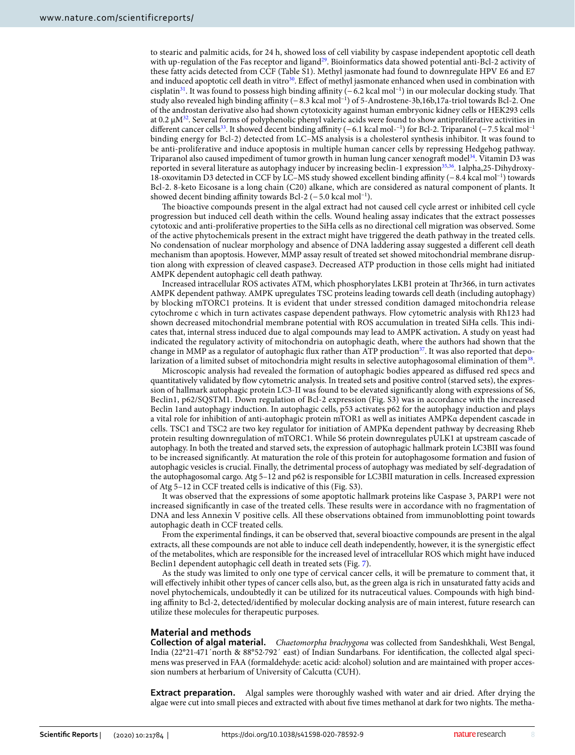to stearic and palmitic acids, for 24 h, showed loss of cell viability by caspase independent apoptotic cell death with up-regulation of the Fas receptor and ligand[29]. Bioinformatics data showed potential anti-Bcl-2 activity of these fatty acids detected from CCF (Table S1). Methyl jasmonate had found to downregulate HPV E6 and E7 and induced apoptotic cell death in vitro[30]. Effect of methyl jasmonate enhanced when used in combination with cisplatin[31]. It was found to possess high binding affinity (− 6.2 kcal $mol^{-1}$) in our molecular docking study. That study also revealed high binding affinity (− 8.3 kcal $mol^{-1}$) of 5-Androstene-3b,16b,17a-triol towards Bcl-2. One of the androstan derivative also had shown cytotoxicity against human embryonic kidney cells or HEK293 cells at 0.2 μM[32]. Several forms of polyphenolic phenyl valeric acids were found to show antiproliferative activities in different cancer cells[33]. It showed decent binding affinity (− 6.1 kcal $mol^{-1}$) for Bcl-2. Triparanol (− 7.5 kcal $mol^{-1}$ binding energy for Bcl-2) detected from LC–MS analysis is a cholesterol synthesis inhibitor. It was found to be anti-proliferative and induce apoptosis in multiple human cancer cells by repressing Hedgehog pathway. Triparanol also caused impediment of tumor growth in human lung cancer xenograft model[34]. Vitamin D3 was reported in several literature as autophagy inducer by increasing beclin-1 expression[35,36]. 1alpha,25-Dihydroxy-18-oxovitamin D3 detected in CCF by LC–MS study showed excellent binding affinity (− 8.4 kcal $mol^{-1}$) towards Bcl-2. 8-keto Eicosane is a long chain (C20) alkane, which are considered as natural component of plants. It showed decent binding affinity towards Bcl-2 (− 5.0 kcal $mol^{-1}$).

The bioactive compounds present in the algal extract had not caused cell cycle arrest or inhibited cell cycle progression but induced cell death within the cells. Wound healing assay indicates that the extract possesses cytotoxic and anti-proliferative properties to the SiHa cells as no directional cell migration was observed. Some of the active phytochemicals present in the extract might have triggered the death pathway in the treated cells. No condensation of nuclear morphology and absence of DNA laddering assay suggested a different cell death mechanism than apoptosis. However, MMP assay result of treated set showed mitochondrial membrane disruption along with expression of cleaved caspase3. Decreased ATP production in those cells might had initiated AMPK dependent autophagic cell death pathway.

Increased intracellular ROS activates ATM, which phosphorylates LKB1 protein at Thr366, in turn activates AMPK dependent pathway. AMPK upregulates TSC proteins leading towards cell death (including autophagy) by blocking mTORC1 proteins. It is evident that under stressed condition damaged mitochondria release cytochrome c which in turn activates caspase dependent pathways. Flow cytometric analysis with Rh123 had shown decreased mitochondrial membrane potential with ROS accumulation in treated SiHa cells. This indicates that, internal stress induced due to algal compounds may lead to AMPK activation**.** A study on yeast had indicated the regulatory activity of mitochondria on autophagic death, where the authors had shown that the change in MMP as a regulator of autophagic flux rather than ATP production[37]. It was also reported that depolarization of a limited subset of mitochondria might results in selective autophagosomal elimination of them[38].

Microscopic analysis had revealed the formation of autophagic bodies appeared as diffused red specs and quantitatively validated by flow cytometric analysis. In treated sets and positive control (starved sets), the expression of hallmark autophagic protein LC3-II was found to be elevated significantly along with expressions of S6, Beclin1, p62/SQSTM1. Down regulation of Bcl-2 expression (Fig. S3) was in accordance with the increased Beclin 1and autophagy induction. In autophagic cells, p53 activates p62 for the autophagy induction and plays a vital role for inhibition of anti-autophagic protein mTOR1 as well as initiates AMPKα dependent cascade in cells. TSC1 and TSC2 are two key regulator for initiation of AMPKα dependent pathway by decreasing Rheb protein resulting downregulation of mTORC1. While S6 protein downregulates pULK1 at upstream cascade of autophagy. In both the treated and starved sets, the expression of autophagic hallmark protein LC3BII was found to be increased significantly. At maturation the role of this protein for autophagosome formation and fusion of autophagic vesicles is crucial. Finally, the detrimental process of autophagy was mediated by self-degradation of the autophagosomal cargo. Atg 5–12 and p62 is responsible for LC3BII maturation in cells. Increased expression of Atg 5–12 in CCF treated cells is indicative of this (Fig. S3).

It was observed that the expressions of some apoptotic hallmark proteins like Caspase 3, PARP1 were not increased significantly in case of the treated cells. These results were in accordance with no fragmentation of DNA and less Annexin V positive cells. All these observations obtained from immunoblotting point towards autophagic death in CCF treated cells.

From the experimental findings, it can be observed that, several bioactive compounds are present in the algal extracts, all these compounds are not able to induce cell death independently, however, it is the synergistic effect of the metabolites, which are responsible for the increased level of intracellular ROS which might have induced Beclin1 dependent autophagic cell death in treated sets (Fig. 7).

As the study was limited to only one type of cervical cancer cells, it will be premature to comment that, it will effectively inhibit other types of cancer cells also, but, as the green alga is rich in unsaturated fatty acids and novel phytochemicals, undoubtedly it can be utilized for its nutraceutical values. Compounds with high binding affinity to Bcl-2, detected/identified by molecular docking analysis are of main interest, future research can utilize these molecules for therapeutic purposes.

## Material and methods

**Collection of algal material.** *Chaetomorpha brachygona* was collected from Sandeshkhali, West Bengal, India (22°21·471′north & 88°52·792′ east) of Indian Sundarbans. For identification, the collected algal specimens was preserved in FAA (formaldehyde: acetic acid: alcohol) solution and are maintained with proper accession numbers at herbarium of University of Calcutta (CUH).

**Extract preparation.** Algal samples were thoroughly washed with water and air dried. After drying the algae were cut into small pieces and extracted with about five times methanol at dark for two nights. The metha-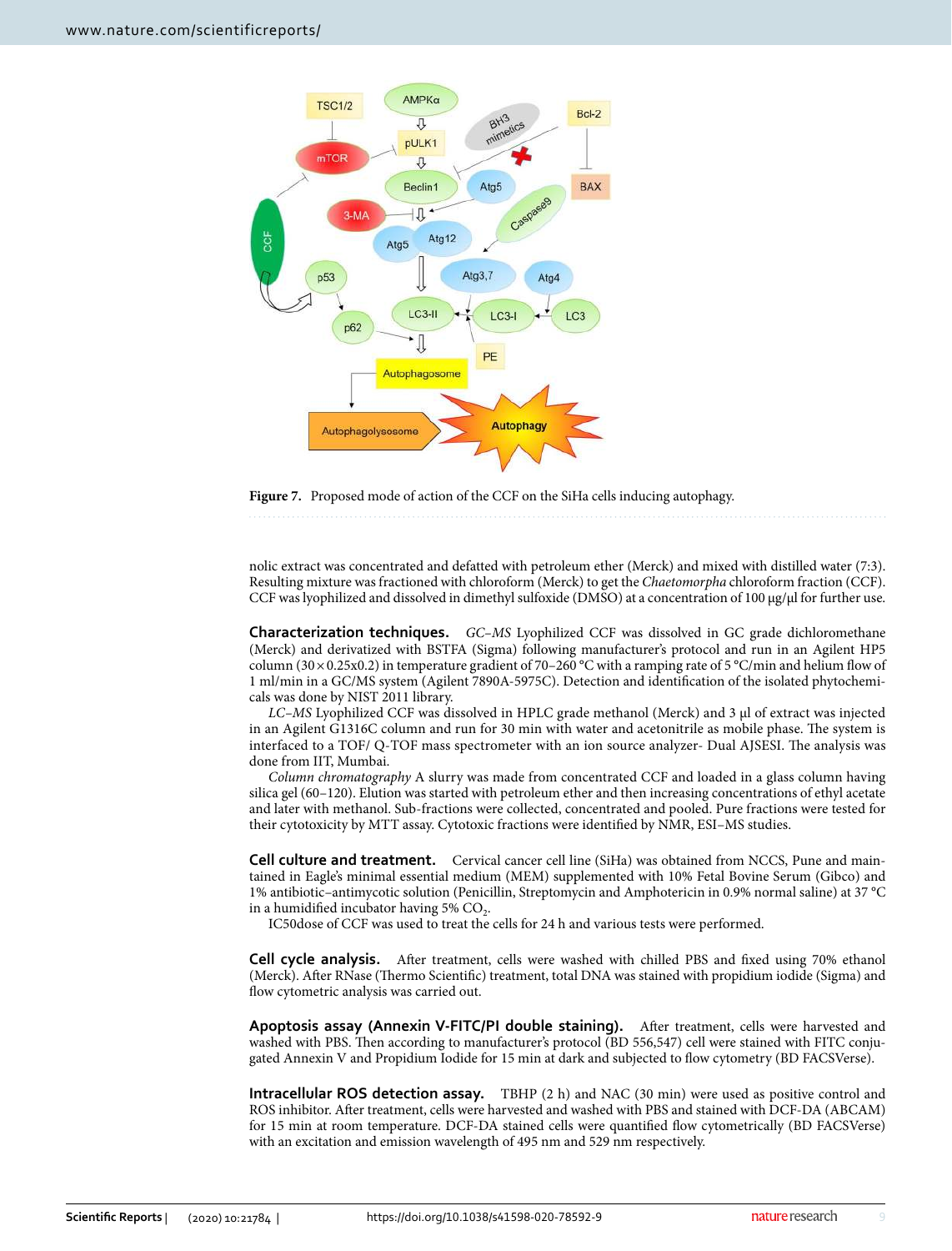**Figure 7.** Proposed mode of action of the CCF on the SiHa cells inducing autophagy.

nolic extract was concentrated and defatted with petroleum ether (Merck) and mixed with distilled water (7:3). Resulting mixture was fractioned with chloroform (Merck) to get the *Chaetomorpha* chloroform fraction (CCF). CCF was lyophilized and dissolved in dimethyl sulfoxide (DMSO) at a concentration of 100 µg/µl for further use.

**Characterization techniques.** *GC–MS* Lyophilized CCF was dissolved in GC grade dichloromethane (Merck) and derivatized with BSTFA (Sigma) following manufacturer's protocol and run in an Agilent HP5 column (30 × 0.25x0.2) in temperature gradient of 70–260 °C with a ramping rate of 5 °C/min and helium flow of 1 ml/min in a GC/MS system (Agilent 7890A-5975C). Detection and identification of the isolated phytochemicals was done by NIST 2011 library.

*LC–MS* Lyophilized CCF was dissolved in HPLC grade methanol (Merck) and 3 µl of extract was injected in an Agilent G1316C column and run for 30 min with water and acetonitrile as mobile phase. The system is interfaced to a TOF/ Q-TOF mass spectrometer with an ion source analyzer- Dual AJSESI. The analysis was done from IIT, Mumbai.

*Column chromatography* A slurry was made from concentrated CCF and loaded in a glass column having silica gel (60–120). Elution was started with petroleum ether and then increasing concentrations of ethyl acetate and later with methanol. Sub-fractions were collected, concentrated and pooled. Pure fractions were tested for their cytotoxicity by MTT assay. Cytotoxic fractions were identified by NMR, ESI–MS studies.

**Cell culture and treatment.** Cervical cancer cell line (SiHa) was obtained from NCCS, Pune and maintained in Eagle's minimal essential medium (MEM) supplemented with 10% Fetal Bovine Serum (Gibco) and 1% antibiotic–antimycotic solution (Penicillin, Streptomycin and Amphotericin in 0.9% normal saline) at 37 °C in a humidified incubator having 5% $CO_2$.

IC50dose of CCF was used to treat the cells for 24 h and various tests were performed.

**Cell cycle analysis.** After treatment, cells were washed with chilled PBS and fixed using 70% ethanol (Merck). After RNase (Thermo Scientific) treatment, total DNA was stained with propidium iodide (Sigma) and flow cytometric analysis was carried out.

**Apoptosis assay (Annexin V-FITC/PI double staining).** After treatment, cells were harvested and washed with PBS. Then according to manufacturer's protocol (BD 556,547) cell were stained with FITC conjugated Annexin V and Propidium Iodide for 15 min at dark and subjected to flow cytometry (BD FACSVerse).

**Intracellular ROS detection assay.** TBHP (2 h) and NAC (30 min) were used as positive control and ROS inhibitor. After treatment, cells were harvested and washed with PBS and stained with DCF-DA (ABCAM) for 15 min at room temperature. DCF-DA stained cells were quantified flow cytometrically (BD FACSVerse) with an excitation and emission wavelength of 495 nm and 529 nm respectively.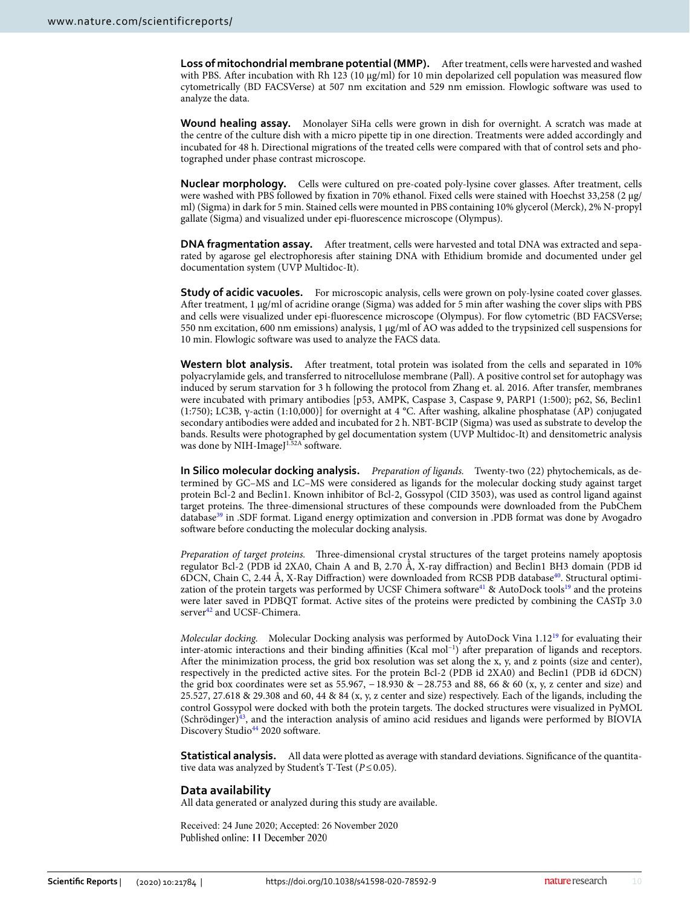**Loss of mitochondrial membrane potential (MMP).** After treatment, cells were harvested and washed with PBS. After incubation with Rh 123 (10 µg/ml) for 10 min depolarized cell population was measured flow cytometrically (BD FACSVerse) at 507 nm excitation and 529 nm emission. Flowlogic software was used to analyze the data.

**Wound healing assay.** Monolayer SiHa cells were grown in dish for overnight. A scratch was made at the centre of the culture dish with a micro pipette tip in one direction. Treatments were added accordingly and incubated for 48 h. Directional migrations of the treated cells were compared with that of control sets and photographed under phase contrast microscope.

**Nuclear morphology.** Cells were cultured on pre-coated poly-lysine cover glasses. After treatment, cells were washed with PBS followed by fixation in 70% ethanol. Fixed cells were stained with Hoechst 33,258 (2 µg/ml) (Sigma) in dark for 5 min. Stained cells were mounted in PBS containing 10% glycerol (Merck), 2% N-propyl gallate (Sigma) and visualized under epi-fluorescence microscope (Olympus).

**DNA fragmentation assay.** After treatment, cells were harvested and total DNA was extracted and separated by agarose gel electrophoresis after staining DNA with Ethidium bromide and documented under gel documentation system (UVP Multidoc-It).

**Study of acidic vacuoles.** For microscopic analysis, cells were grown on poly-lysine coated cover glasses. After treatment, 1 µg/ml of acridine orange (Sigma) was added for 5 min after washing the cover slips with PBS and cells were visualized under epi-fluorescence microscope (Olympus). For flow cytometric (BD FACSVerse; 550 nm excitation, 600 nm emissions) analysis, 1 µg/ml of AO was added to the trypsinized cell suspensions for 10 min. Flowlogic software was used to analyze the FACS data.

**Western blot analysis.** After treatment, total protein was isolated from the cells and separated in 10% polyacrylamide gels, and transferred to nitrocellulose membrane (Pall). A positive control set for autophagy was induced by serum starvation for 3 h following the protocol from Zhang et. al. 2016. After transfer, membranes were incubated with primary antibodies [p53, AMPK, Caspase 3, Caspase 9, PARP1 (1:500); p62, S6, Beclin1 (1:750); LC3B, γ-actin (1:10,000)] for overnight at 4 °C. After washing, alkaline phosphatase (AP) conjugated secondary antibodies were added and incubated for 2 h. NBT-BCIP (Sigma) was used as substrate to develop the bands. Results were photographed by gel documentation system (UVP Multidoc-It) and densitometric analysis was done by NIH-ImageJ[1.52A] software.

**In Silico molecular docking analysis.** *Preparation of ligands.* Twenty-two (22) phytochemicals, as determined by GC–MS and LC–MS were considered as ligands for the molecular docking study against target protein Bcl-2 and Beclin1. Known inhibitor of Bcl-2, Gossypol (CID 3503), was used as control ligand against target proteins. The three-dimensional structures of these compounds were downloaded from the PubChem database[39] in .SDF format. Ligand energy optimization and conversion in .PDB format was done by Avogadro software before conducting the molecular docking analysis.

*Preparation of target proteins.* Three-dimensional crystal structures of the target proteins namely apoptosis regulator Bcl-2 (PDB id 2XA0, Chain A and B, 2.70 Å, X-ray diffraction) and Beclin1 BH3 domain (PDB id 6DCN, Chain C, 2.44 Å, X-Ray Diffraction) were downloaded from RCSB PDB database[40]. Structural optimization of the protein targets was performed by UCSF Chimera software[41] & AutoDock tools[19] and the proteins were later saved in PDBQT format. Active sites of the proteins were predicted by combining the CASTp 3.0 server[42] and UCSF-Chimera.

*Molecular docking.* Molecular Docking analysis was performed by AutoDock Vina 1.12[19] for evaluating their inter-atomic interactions and their binding affinities (Kcal $mol^{-1}$) after preparation of ligands and receptors. After the minimization process, the grid box resolution was set along the x, y, and z points (size and center), respectively in the predicted active sites. For the protein Bcl-2 (PDB id 2XA0) and Beclin1 (PDB id 6DCN) the grid box coordinates were set as 55.967, −18.930 & −28.753 and 88, 66 & 60 (x, y, z center and size) and 25.527, 27.618 & 29.308 and 60, 44 & 84 (x, y, z center and size) respectively. Each of the ligands, including the control Gossypol were docked with both the protein targets. The docked structures were visualized in PyMOL (Schrödinger)[43], and the interaction analysis of amino acid residues and ligands were performed by BIOVIA Discovery Studio[44] 2020 software.

**Statistical analysis.** All data were plotted as average with standard deviations. Significance of the quantitative data was analyzed by Student's T-Test ($P \leq 0.05$).

## Data availability

All data generated or analyzed during this study are available.

Received: 24 June 2020; Accepted: 26 November 2020
Published online: 11 December 2020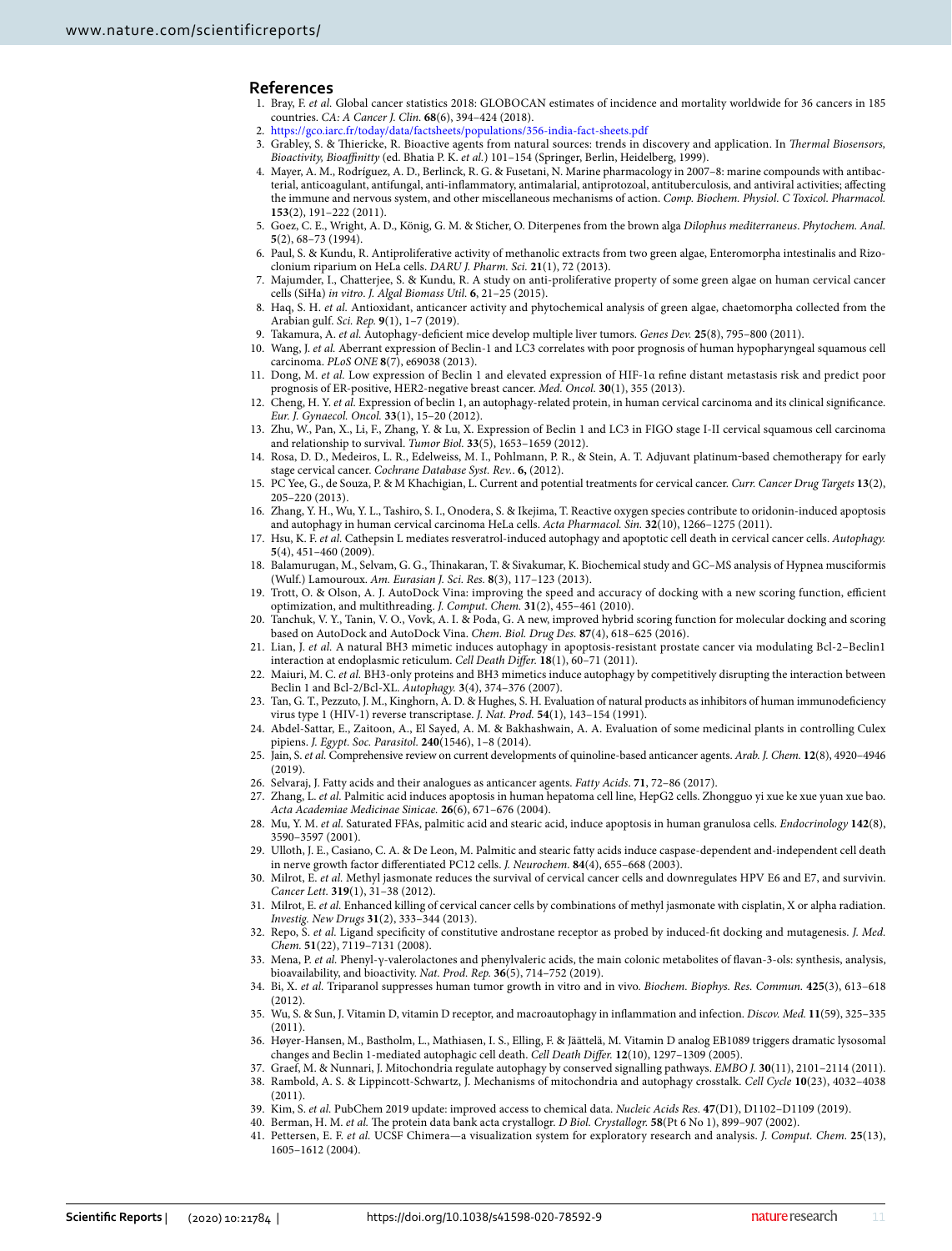## References

1. Bray, F. *et al.* Global cancer statistics 2018: GLOBOCAN estimates of incidence and mortality worldwide for 36 cancers in 185 countries. *CA: A Cancer J. Clin.* **68**(6), 394–424 (2018).
2. https://gco.iarc.fr/today/data/factsheets/populations/356-india-fact-sheets.pdf
3. Grabley, S. & Thiericke, R. Bioactive agents from natural sources: trends in discovery and application. In *Thermal Biosensors, Bioactivity, Bioaffinitty* (ed. Bhatia P. K. *et al.*) 101–154 (Springer, Berlin, Heidelberg, 1999).
4. Mayer, A. M., Rodríguez, A. D., Berlinck, R. G. & Fusetani, N. Marine pharmacology in 2007–8: marine compounds with antibacterial, anticoagulant, antifungal, anti-inflammatory, antimalarial, antiprotozoal, antituberculosis, and antiviral activities; affecting the immune and nervous system, and other miscellaneous mechanisms of action. *Comp. Biochem. Physiol. C Toxicol. Pharmacol.* **153**(2), 191–222 (2011).
5. Goez, C. E., Wright, A. D., König, G. M. & Sticher, O. Diterpenes from the brown alga *Dilophus mediterraneus*. *Phytochem. Anal.* **5**(2), 68–73 (1994).
6. Paul, S. & Kundu, R. Antiproliferative activity of methanolic extracts from two green algae, Enteromorpha intestinalis and Rizoclonium riparium on HeLa cells. *DARU J. Pharm. Sci.* **21**(1), 72 (2013).
7. Majumder, I., Chatterjee, S. & Kundu, R. A study on anti-proliferative property of some green algae on human cervical cancer cells (SiHa) *in vitro*. *J. Algal Biomass Util.* **6**, 21–25 (2015).
8. Haq, S. H. *et al.* Antioxidant, anticancer activity and phytochemical analysis of green algae, chaetomorpha collected from the Arabian gulf. *Sci. Rep.* **9**(1), 1–7 (2019).
9. Takamura, A. *et al.* Autophagy-deficient mice develop multiple liver tumors. *Genes Dev.* **25**(8), 795–800 (2011).
10. Wang, J. *et al.* Aberrant expression of Beclin-1 and LC3 correlates with poor prognosis of human hypopharyngeal squamous cell carcinoma. *PLoS ONE* **8**(7), e69038 (2013).
11. Dong, M. *et al.* Low expression of Beclin 1 and elevated expression of HIF-1α refine distant metastasis risk and predict poor prognosis of ER-positive, HER2-negative breast cancer. *Med. Oncol.* **30**(1), 355 (2013).
12. Cheng, H. Y. *et al.* Expression of beclin 1, an autophagy-related protein, in human cervical carcinoma and its clinical significance. *Eur. J. Gynaecol. Oncol.* **33**(1), 15–20 (2012).
13. Zhu, W., Pan, X., Li, F., Zhang, Y. & Lu, X. Expression of Beclin 1 and LC3 in FIGO stage I-II cervical squamous cell carcinoma and relationship to survival. *Tumor Biol.* **33**(5), 1653–1659 (2012).
14. Rosa, D. D., Medeiros, L. R., Edelweiss, M. I., Pohlmann, P. R., & Stein, A. T. Adjuvant platinum-based chemotherapy for early stage cervical cancer. *Cochrane Database Syst. Rev.*. **6**, (2012).
15. PC Yee, G., de Souza, P. & M Khachigian, L. Current and potential treatments for cervical cancer. *Curr. Cancer Drug Targets* **13**(2), 205–220 (2013).
16. Zhang, Y. H., Wu, Y. L., Tashiro, S. I., Onodera, S. & Ikejima, T. Reactive oxygen species contribute to oridonin-induced apoptosis and autophagy in human cervical carcinoma HeLa cells. *Acta Pharmacol. Sin.* **32**(10), 1266–1275 (2011).
17. Hsu, K. F. *et al.* Cathepsin L mediates resveratrol-induced autophagy and apoptotic cell death in cervical cancer cells. *Autophagy.* **5**(4), 451–460 (2009).
18. Balamurugan, M., Selvam, G. G., Thinakaran, T. & Sivakumar, K. Biochemical study and GC–MS analysis of Hypnea musciformis (Wulf.) Lamouroux. *Am. Eurasian J. Sci. Res.* **8**(3), 117–123 (2013).
19. Trott, O. & Olson, A. J. AutoDock Vina: improving the speed and accuracy of docking with a new scoring function, efficient optimization, and multithreading. *J. Comput. Chem.* **31**(2), 455–461 (2010).
20. Tanchuk, V. Y., Tanin, V. O., Vovk, A. I. & Poda, G. A new, improved hybrid scoring function for molecular docking and scoring based on AutoDock and AutoDock Vina. *Chem. Biol. Drug Des.* **87**(4), 618–625 (2016).
21. Lian, J. *et al.* A natural BH3 mimetic induces autophagy in apoptosis-resistant prostate cancer via modulating Bcl-2–Beclin1 interaction at endoplasmic reticulum. *Cell Death Differ.* **18**(1), 60–71 (2011).
22. Maiuri, M. C. *et al.* BH3-only proteins and BH3 mimetics induce autophagy by competitively disrupting the interaction between Beclin 1 and Bcl-2/Bcl-XL. *Autophagy.* **3**(4), 374–376 (2007).
23. Tan, G. T., Pezzuto, J. M., Kinghorn, A. D. & Hughes, S. H. Evaluation of natural products as inhibitors of human immunodeficiency virus type 1 (HIV-1) reverse transcriptase. *J. Nat. Prod.* **54**(1), 143–154 (1991).
24. Abdel-Sattar, E., Zaitoon, A., El Sayed, A. M. & Bakhashwain, A. A. Evaluation of some medicinal plants in controlling Culex pipiens. *J. Egypt. Soc. Parasitol.* **240**(1546), 1–8 (2014).
25. Jain, S. *et al.* Comprehensive review on current developments of quinoline-based anticancer agents. *Arab. J. Chem.* **12**(8), 4920–4946 (2019).
26. Selvaraj, J. Fatty acids and their analogues as anticancer agents. *Fatty Acids*. **71**, 72–86 (2017).
27. Zhang, L. *et al.* Palmitic acid induces apoptosis in human hepatoma cell line, HepG2 cells. Zhongguo yi xue ke xue yuan xue bao. *Acta Academiae Medicinae Sinicae.* **26**(6), 671–676 (2004).
28. Mu, Y. M. *et al.* Saturated FFAs, palmitic acid and stearic acid, induce apoptosis in human granulosa cells. *Endocrinology* **142**(8), 3590–3597 (2001).
29. Ulloth, J. E., Casiano, C. A. & De Leon, M. Palmitic and stearic fatty acids induce caspase-dependent and-independent cell death in nerve growth factor differentiated PC12 cells. *J. Neurochem.* **84**(4), 655–668 (2003).
30. Milrot, E. *et al.* Methyl jasmonate reduces the survival of cervical cancer cells and downregulates HPV E6 and E7, and survivin. *Cancer Lett.* **319**(1), 31–38 (2012).
31. Milrot, E. *et al.* Enhanced killing of cervical cancer cells by combinations of methyl jasmonate with cisplatin, X or alpha radiation. *Investig. New Drugs* **31**(2), 333–344 (2013).
32. Repo, S. *et al.* Ligand specificity of constitutive androstane receptor as probed by induced-fit docking and mutagenesis. *J. Med. Chem.* **51**(22), 7119–7131 (2008).
33. Mena, P. *et al.* Phenyl-γ-valerolactones and phenylvaleric acids, the main colonic metabolites of flavan-3-ols: synthesis, analysis, bioavailability, and bioactivity. *Nat. Prod. Rep.* **36**(5), 714–752 (2019).
34. Bi, X. *et al.* Triparanol suppresses human tumor growth in vitro and in vivo. *Biochem. Biophys. Res. Commun.* **425**(3), 613–618 (2012).
35. Wu, S. & Sun, J. Vitamin D, vitamin D receptor, and macroautophagy in inflammation and infection. *Discov. Med.* **11**(59), 325–335 (2011).
36. Høyer-Hansen, M., Bastholm, L., Mathiasen, I. S., Elling, F. & Jäättelä, M. Vitamin D analog EB1089 triggers dramatic lysosomal changes and Beclin 1-mediated autophagic cell death. *Cell Death Differ.* **12**(10), 1297–1309 (2005).
37. Graef, M. & Nunnari, J. Mitochondria regulate autophagy by conserved signalling pathways. *EMBO J.* **30**(11), 2101–2114 (2011).
38. Rambold, A. S. & Lippincott-Schwartz, J. Mechanisms of mitochondria and autophagy crosstalk. *Cell Cycle* **10**(23), 4032–4038 (2011).
39. Kim, S. *et al.* PubChem 2019 update: improved access to chemical data. *Nucleic Acids Res.* **47**(D1), D1102–D1109 (2019).
40. Berman, H. M. *et al.* The protein data bank acta crystallogr. *D Biol. Crystallogr.* **58**(Pt 6 No 1), 899–907 (2002).
41. Pettersen, E. F. *et al.* UCSF Chimera—a visualization system for exploratory research and analysis. *J. Comput. Chem.* **25**(13), 1605–1612 (2004).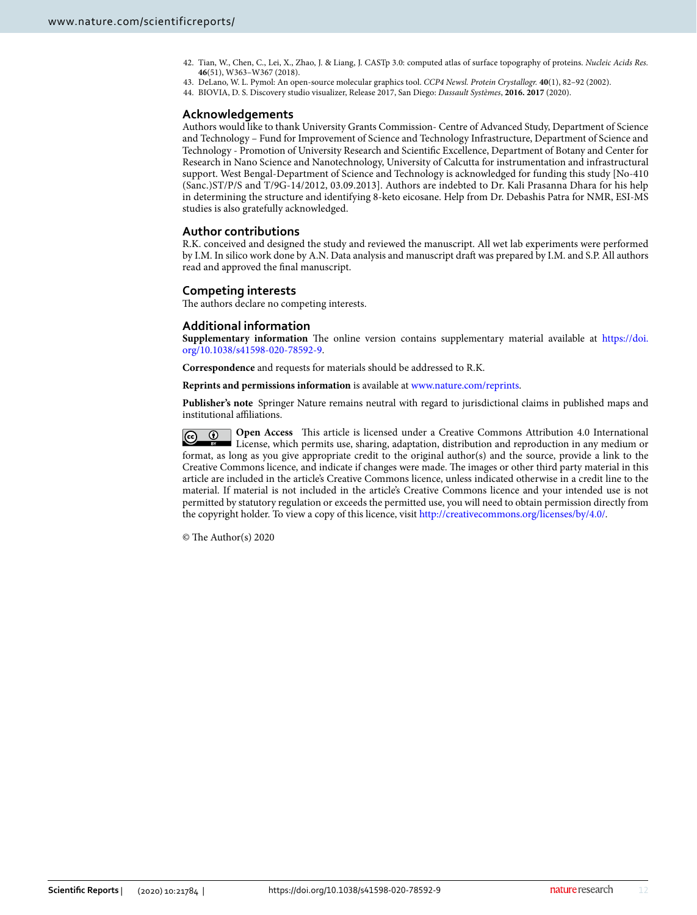42. Tian, W., Chen, C., Lei, X., Zhao, J. & Liang, J. CASTp 3.0: computed atlas of surface topography of proteins. *Nucleic Acids Res.* **46**(51), W363–W367 (2018).
43. DeLano, W. L. Pymol: An open-source molecular graphics tool. *CCP4 Newsl. Protein Crystallogr.* **40**(1), 82–92 (2002).
44. BIOVIA, D. S. Discovery studio visualizer, Release 2017, San Diego: *Dassault Systèmes*, **2016. 2017** (2020).

## Acknowledgements

Authors would like to thank University Grants Commission- Centre of Advanced Study, Department of Science and Technology – Fund for Improvement of Science and Technology Infrastructure, Department of Science and Technology - Promotion of University Research and Scientific Excellence, Department of Botany and Center for Research in Nano Science and Nanotechnology, University of Calcutta for instrumentation and infrastructural support. West Bengal-Department of Science and Technology is acknowledged for funding this study [No-410 (Sanc.)ST/P/S and T/9G-14/2012, 03.09.2013]. Authors are indebted to Dr. Kali Prasanna Dhara for his help in determining the structure and identifying 8-keto eicosane. Help from Dr. Debashis Patra for NMR, ESI-MS studies is also gratefully acknowledged.

## Author contributions

R.K. conceived and designed the study and reviewed the manuscript. All wet lab experiments were performed by I.M. In silico work done by A.N. Data analysis and manuscript draft was prepared by I.M. and S.P. All authors read and approved the final manuscript.

## Competing interests

The authors declare no competing interests.

## Additional information

**Supplementary information** The online version contains supplementary material available at https://doi.org/10.1038/s41598-020-78592-9.

**Correspondence** and requests for materials should be addressed to R.K.

**Reprints and permissions information** is available at www.nature.com/reprints.

**Publisher's note** Springer Nature remains neutral with regard to jurisdictional claims in published maps and institutional affiliations.

**Open Access** This article is licensed under a Creative Commons Attribution 4.0 International License, which permits use, sharing, adaptation, distribution and reproduction in any medium or format, as long as you give appropriate credit to the original author(s) and the source, provide a link to the Creative Commons licence, and indicate if changes were made. The images or other third party material in this article are included in the article's Creative Commons licence, unless indicated otherwise in a credit line to the material. If material is not included in the article's Creative Commons licence and your intended use is not permitted by statutory regulation or exceeds the permitted use, you will need to obtain permission directly from the copyright holder. To view a copy of this licence, visit http://creativecommons.org/licenses/by/4.0/.

© The Author(s) 2020